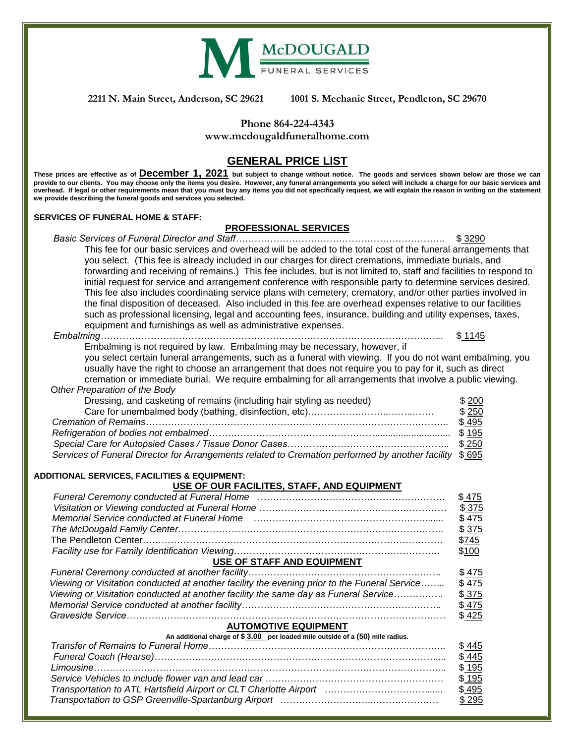# McDOUGALD FUNERAL SERVICES

**2211 N. Main Street, Anderson, SC 29621** **1001 S. Mechanic Street, Pendleton, SC 29670**

**Phone 864-224-4343**
**www.mcdougaldfuneralhome.com**

## GENERAL PRICE LIST

**These prices are effective as of December 1, 2021 but subject to change without notice. The goods and services shown below are those we can provide to our clients. You may choose only the items you desire. However, any funeral arrangements you select will include a charge for our basic services and overhead. If legal or other requirements mean that you must buy any items you did not specifically request, we will explain the reason in writing on the statement we provide describing the funeral goods and services you selected.**

### SERVICES OF FUNERAL HOME & STAFF:

#### PROFESSIONAL SERVICES

*Basic Services of Funeral Director and Staff* ........ $ 3290

This fee for our basic services and overhead will be added to the total cost of the funeral arrangements that you select. (This fee is already included in our charges for direct cremations, immediate burials, and forwarding and receiving of remains.) This fee includes, but is not limited to, staff and facilities to respond to initial request for service and arrangement conference with responsible party to determine services desired. This fee also includes coordinating service plans with cemetery, crematory, and/or other parties involved in the final disposition of deceased. Also included in this fee are overhead expenses relative to our facilities such as professional licensing, legal and accounting fees, insurance, building and utility expenses, taxes, equipment and furnishings as well as administrative expenses.

*Embalming* ........ $ 1145

Embalming is not required by law. Embalming may be necessary, however, if you select certain funeral arrangements, such as a funeral with viewing. If you do not want embalming, you usually have the right to choose an arrangement that does not require you to pay for it, such as direct cremation or immediate burial. We require embalming for all arrangements that involve a public viewing.

*Other Preparation of the Body*

| Service | Price |
|---|---|
| Dressing, and casketing of remains (including hair styling as needed) | $ 200 |
| Care for unembalmed body (bathing, disinfection, etc) | $ 250 |
| *Cremation of Remains* | $ 495 |
| *Refrigeration of bodies not embalmed* | $ 195 |
| *Special Care for Autopsied Cases / Tissue Donor Cases* | $ 250 |
| *Services of Funeral Director for Arrangements related to Cremation performed by another facility* | $ 695 |

### ADDITIONAL SERVICES, FACILITIES & EQUIPMENT:

#### USE OF OUR FACILITES, STAFF, AND EQUIPMENT

| Service | Price |
|---|---|
| *Funeral Ceremony conducted at Funeral Home* | $ 475 |
| *Visitation or Viewing conducted at Funeral Home* | $ 375 |
| *Memorial Service conducted at Funeral Home* | $ 475 |
| *The McDougald Family Center* | $ 375 |
| The Pendleton Center | $745 |
| *Facility use for Family Identification Viewing* | $100 |

#### USE OF STAFF AND EQUIPMENT

| Service | Price |
|---|---|
| *Funeral Ceremony conducted at another facility* | $ 475 |
| *Viewing or Visitation conducted at another facility the evening prior to the Funeral Service* | $ 475 |
| *Viewing or Visitation conducted at another facility the same day as Funeral Service* | $ 375 |
| *Memorial Service conducted at another facility* | $ 475 |
| *Graveside Service* | $ 425 |

#### AUTOMOTIVE EQUIPMENT

**An additional charge of $ 3.00 per loaded mile outside of a (50) mile radius.**

| Service | Price |
|---|---|
| *Transfer of Remains to Funeral Home* | $ 445 |
| *Funeral Coach (Hearse)* | $ 445 |
| *Limousine* | $ 195 |
| *Service Vehicles to include flower van and lead car* | $ 195 |
| *Transportation to ATL Hartsfield Airport or CLT Charlotte Airport* | $ 495 |
| *Transportation to GSP Greenville-Spartanburg Airport* | $ 295 |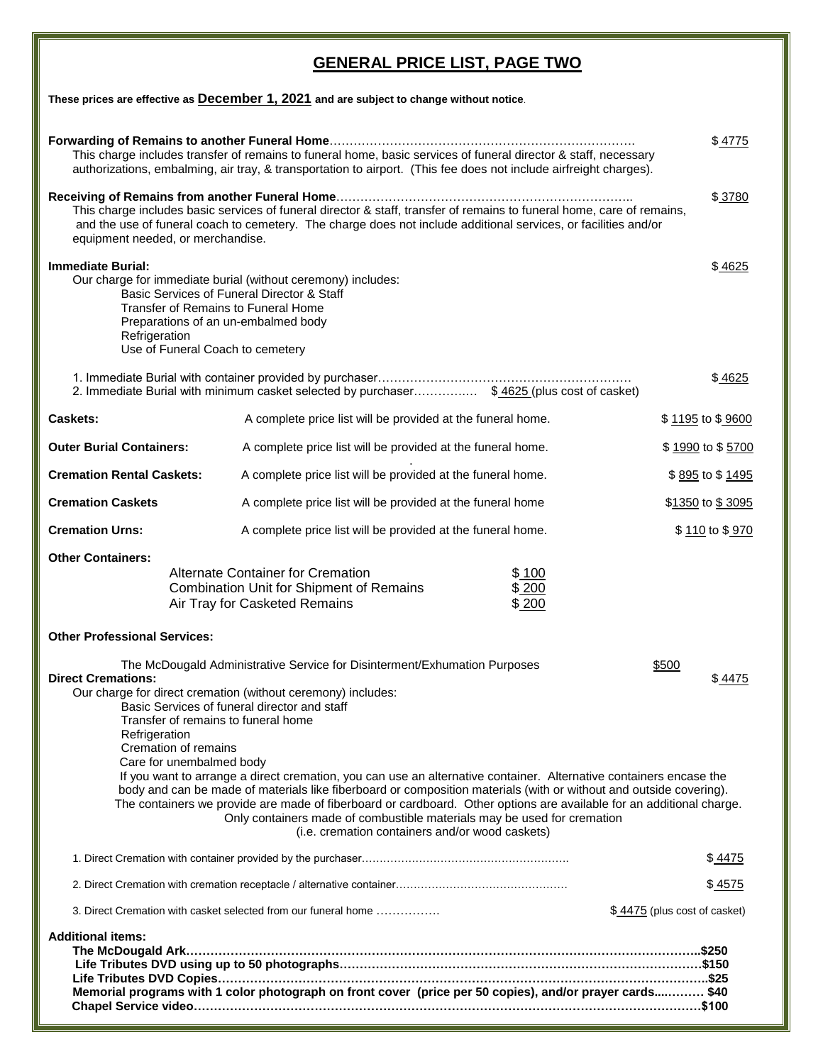## GENERAL PRICE LIST, PAGE TWO

**These prices are effective as December 1, 2021 and are subject to change without notice**.

**Forwarding of Remains to another Funeral Home**……………………………………………………………………. $ 4775

This charge includes transfer of remains to funeral home, basic services of funeral director & staff, necessary authorizations, embalming, air tray, & transportation to airport. (This fee does not include airfreight charges).

**Receiving of Remains from another Funeral Home**……………………………………………………………….. $ 3780

This charge includes basic services of funeral director & staff, transfer of remains to funeral home, care of remains, and the use of funeral coach to cemetery. The charge does not include additional services, or facilities and/or equipment needed, or merchandise.

**Immediate Burial:** $ 4625

Our charge for immediate burial (without ceremony) includes:

- Basic Services of Funeral Director & Staff
- Transfer of Remains to Funeral Home
- Preparations of an un-embalmed body
- Refrigeration
- Use of Funeral Coach to cemetery

1. Immediate Burial with container provided by purchaser……………………………………………………… $ 4625
2. Immediate Burial with minimum casket selected by purchaser……………. $ 4625 (plus cost of casket)

| | | |
|---|---|---|
| **Caskets:** | A complete price list will be provided at the funeral home. | $ 1195 to $ 9600 |
| **Outer Burial Containers:** | A complete price list will be provided at the funeral home. | $ 1990 to $ 5700 |
| **Cremation Rental Caskets:** | A complete price list will be provided at the funeral home. | $ 895 to $ 1495 |
| **Cremation Caskets** | A complete price list will be provided at the funeral home | $1350 to $ 3095 |
| **Cremation Urns:** | A complete price list will be provided at the funeral home. | $ 110 to $ 970 |

**Other Containers:**

| | |
|---|---|
| Alternate Container for Cremation | $ 100 |
| Combination Unit for Shipment of Remains | $ 200 |
| Air Tray for Casketed Remains | $ 200 |

**Other Professional Services:**

The McDougald Administrative Service for Disinterment/Exhumation Purposes $500

**Direct Cremations:** $ 4475

Our charge for direct cremation (without ceremony) includes:

- Basic Services of funeral director and staff
- Transfer of remains to funeral home
- Refrigeration
- Cremation of remains
- Care for unembalmed body

If you want to arrange a direct cremation, you can use an alternative container. Alternative containers encase the body and can be made of materials like fiberboard or composition materials (with or without and outside covering). The containers we provide are made of fiberboard or cardboard. Other options are available for an additional charge. Only containers made of combustible materials may be used for cremation (i.e. cremation containers and/or wood caskets)

1. Direct Cremation with container provided by the purchaser………………………………………………. $ 4475
2. Direct Cremation with cremation receptacle / alternative container………………………………………… $ 4575
3. Direct Cremation with casket selected from our funeral home ……………. $ 4475 (plus cost of casket)

**Additional items:**

**The McDougald Ark……………………………………………………………………………………………………..$250**
**Life Tributes DVD using up to 50 photographs……………………………………………………………………$150**
**Life Tributes DVD Copies…………………………………………………………………………………………….$25**
**Memorial programs with 1 color photograph on front cover (price per 50 copies), and/or prayer cards....……… $40**
**Chapel Service video…………………………………………………………………………………………………$100**